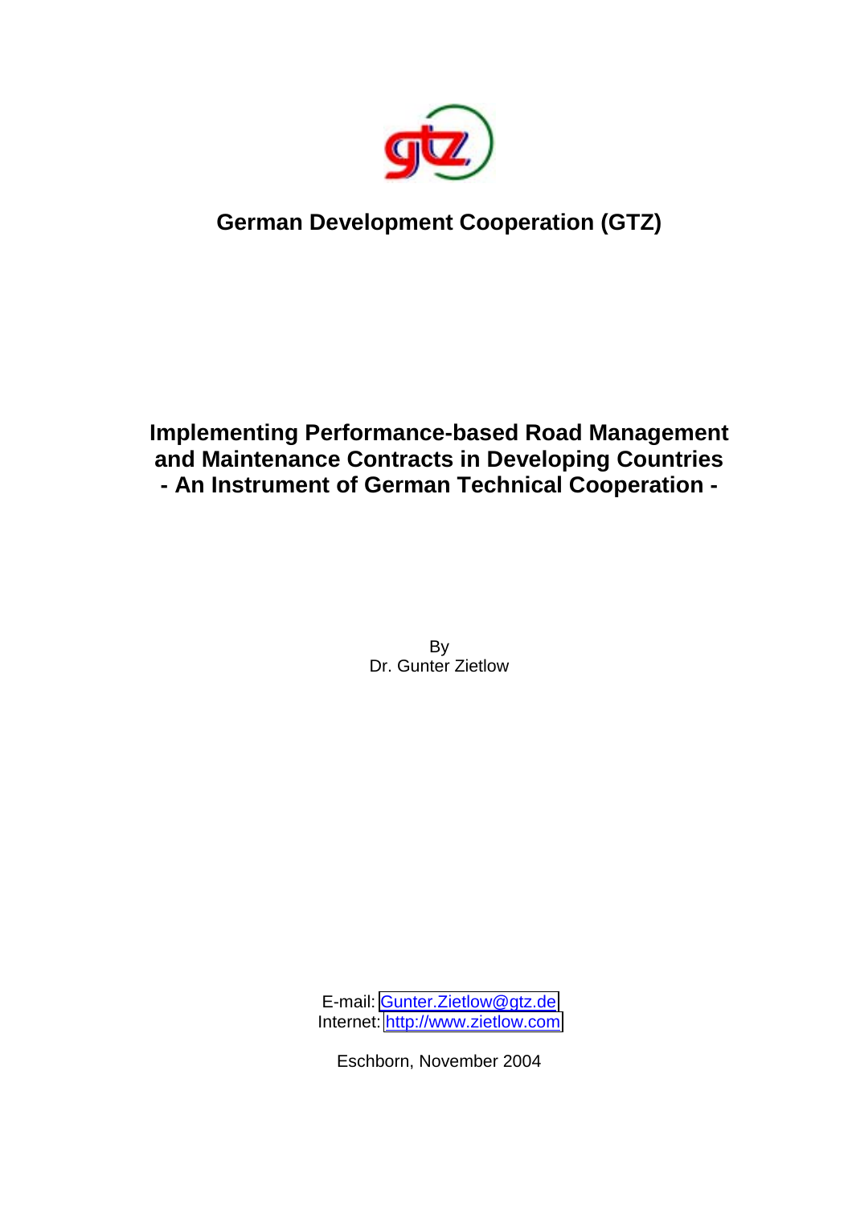**German Development Cooperation (GTZ)**

# Implementing Performance-based Road Management and Maintenance Contracts in Developing Countries - An Instrument of German Technical Cooperation -

By
Dr. Gunter Zietlow

E-mail: Gunter.Zietlow@gtz.de
Internet: http://www.zietlow.com

Eschborn, November 2004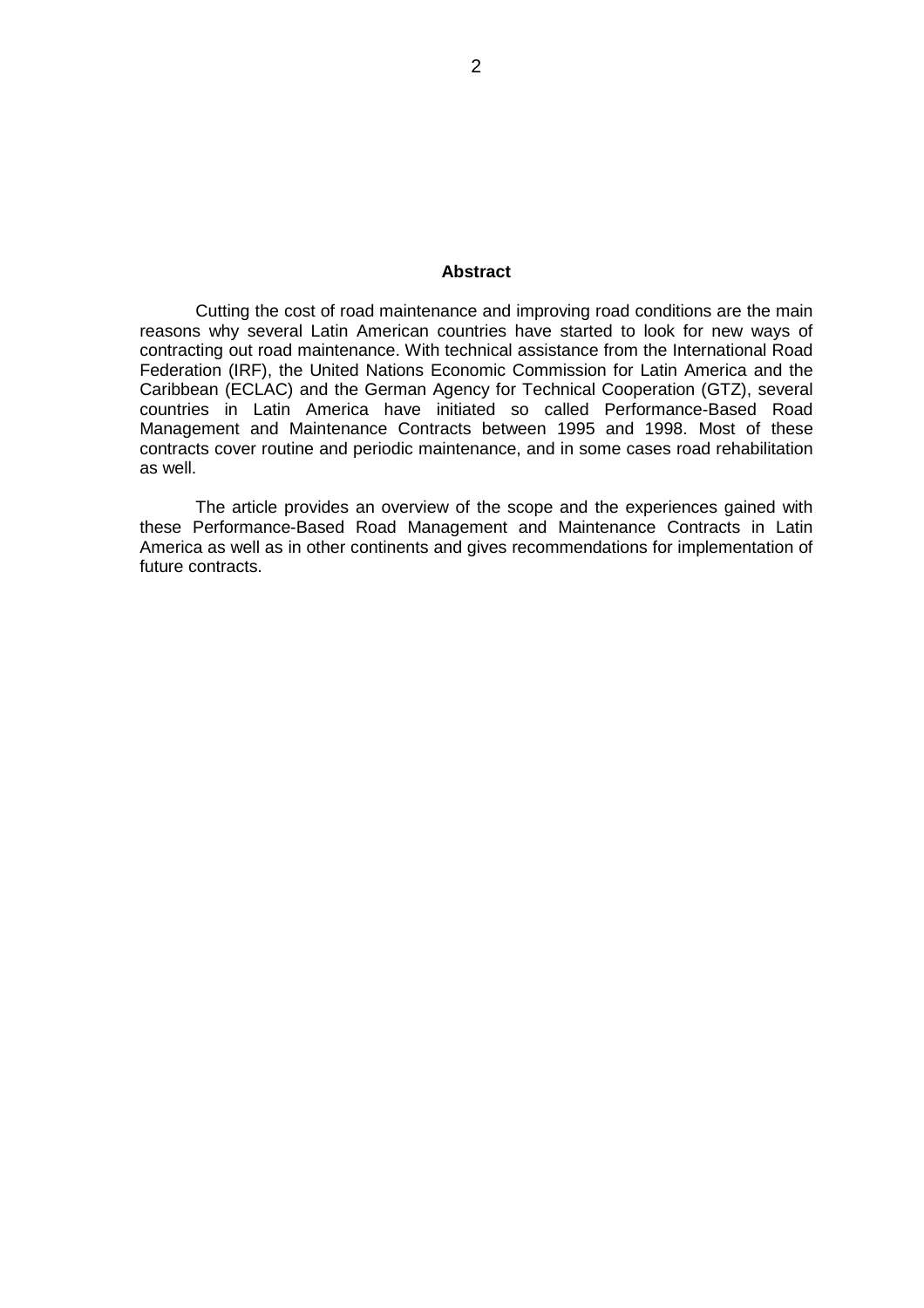## Abstract

Cutting the cost of road maintenance and improving road conditions are the main reasons why several Latin American countries have started to look for new ways of contracting out road maintenance. With technical assistance from the International Road Federation (IRF), the United Nations Economic Commission for Latin America and the Caribbean (ECLAC) and the German Agency for Technical Cooperation (GTZ), several countries in Latin America have initiated so called Performance-Based Road Management and Maintenance Contracts between 1995 and 1998. Most of these contracts cover routine and periodic maintenance, and in some cases road rehabilitation as well.

The article provides an overview of the scope and the experiences gained with these Performance-Based Road Management and Maintenance Contracts in Latin America as well as in other continents and gives recommendations for implementation of future contracts.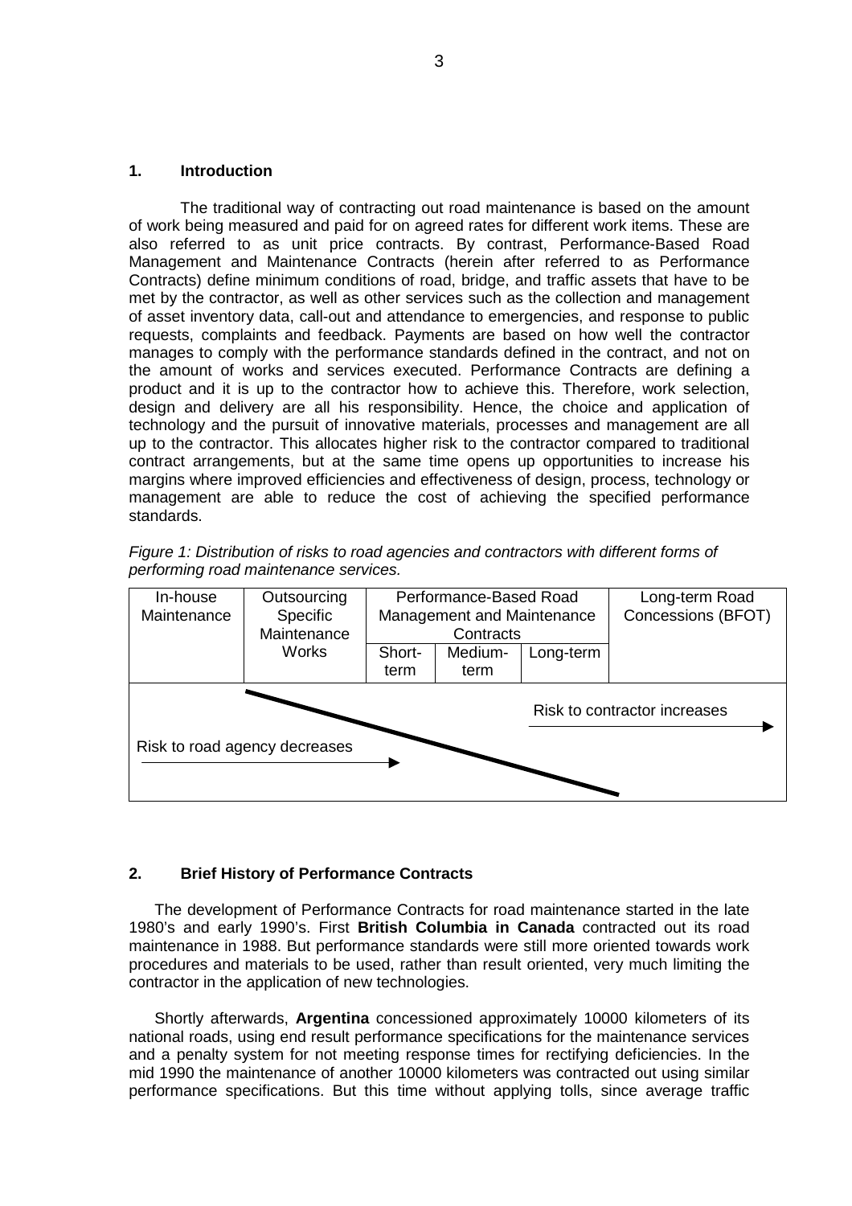## 1. Introduction

The traditional way of contracting out road maintenance is based on the amount of work being measured and paid for on agreed rates for different work items. These are also referred to as unit price contracts. By contrast, Performance-Based Road Management and Maintenance Contracts (herein after referred to as Performance Contracts) define minimum conditions of road, bridge, and traffic assets that have to be met by the contractor, as well as other services such as the collection and management of asset inventory data, call-out and attendance to emergencies, and response to public requests, complaints and feedback. Payments are based on how well the contractor manages to comply with the performance standards defined in the contract, and not on the amount of works and services executed. Performance Contracts are defining a product and it is up to the contractor how to achieve this. Therefore, work selection, design and delivery are all his responsibility. Hence, the choice and application of technology and the pursuit of innovative materials, processes and management are all up to the contractor. This allocates higher risk to the contractor compared to traditional contract arrangements, but at the same time opens up opportunities to increase his margins where improved efficiencies and effectiveness of design, process, technology or management are able to reduce the cost of achieving the specified performance standards.

*Figure 1: Distribution of risks to road agencies and contractors with different forms of performing road maintenance services.*

| In-house Maintenance | Outsourcing Specific Maintenance Works | Performance-Based Road Management and Maintenance Contracts | | | Long-term Road Concessions (BFOT) |
|---|---|---|---|---|---|
| | | Short-term | Medium-term | Long-term | |

Risk to contractor increases →

Risk to road agency decreases →

## 2. Brief History of Performance Contracts

The development of Performance Contracts for road maintenance started in the late 1980's and early 1990's. First **British Columbia in Canada** contracted out its road maintenance in 1988. But performance standards were still more oriented towards work procedures and materials to be used, rather than result oriented, very much limiting the contractor in the application of new technologies.

Shortly afterwards, **Argentina** concessioned approximately 10000 kilometers of its national roads, using end result performance specifications for the maintenance services and a penalty system for not meeting response times for rectifying deficiencies. In the mid 1990 the maintenance of another 10000 kilometers was contracted out using similar performance specifications. But this time without applying tolls, since average traffic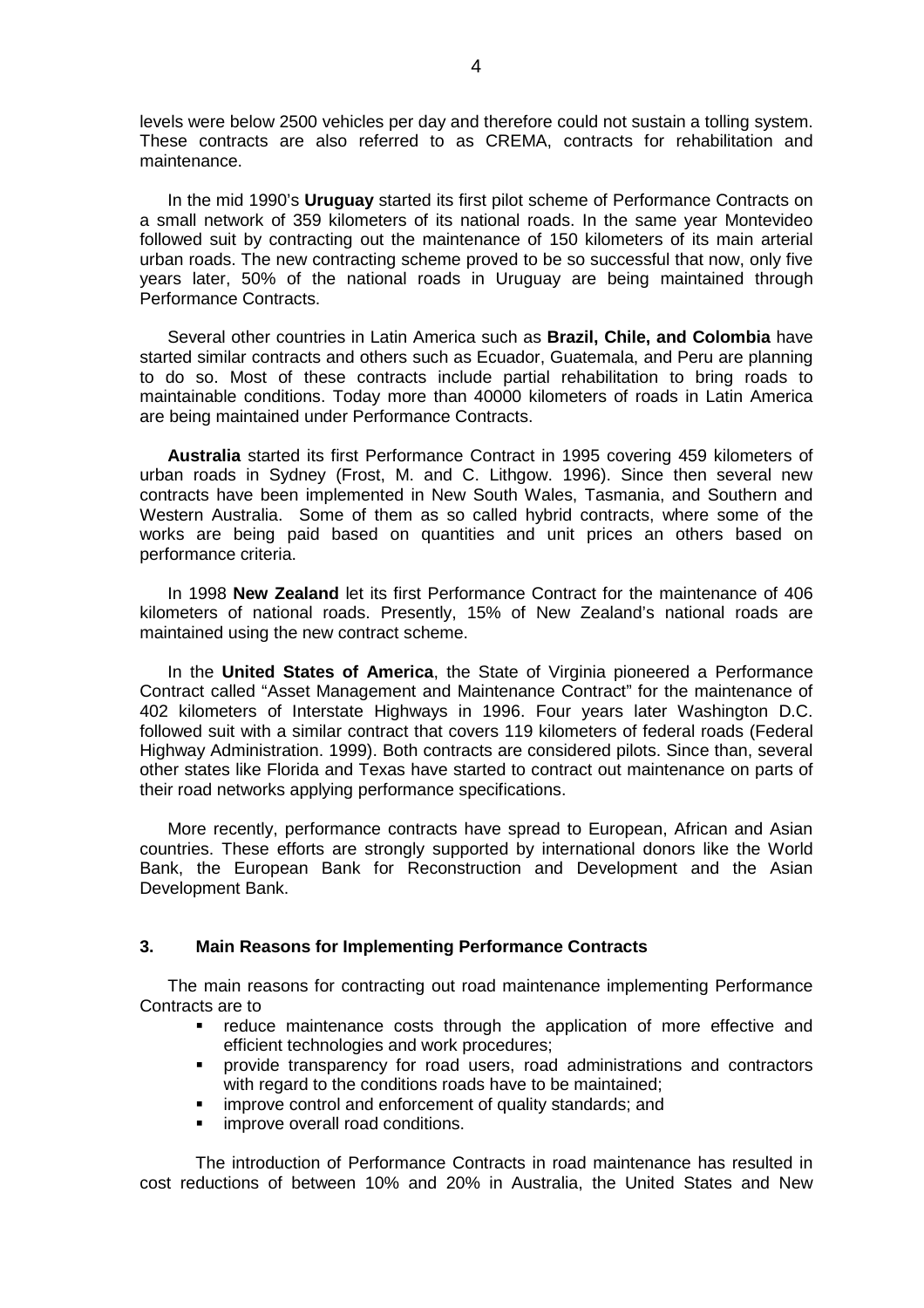levels were below 2500 vehicles per day and therefore could not sustain a tolling system. These contracts are also referred to as CREMA, contracts for rehabilitation and maintenance.

In the mid 1990's **Uruguay** started its first pilot scheme of Performance Contracts on a small network of 359 kilometers of its national roads. In the same year Montevideo followed suit by contracting out the maintenance of 150 kilometers of its main arterial urban roads. The new contracting scheme proved to be so successful that now, only five years later, 50% of the national roads in Uruguay are being maintained through Performance Contracts.

Several other countries in Latin America such as **Brazil, Chile, and Colombia** have started similar contracts and others such as Ecuador, Guatemala, and Peru are planning to do so. Most of these contracts include partial rehabilitation to bring roads to maintainable conditions. Today more than 40000 kilometers of roads in Latin America are being maintained under Performance Contracts.

**Australia** started its first Performance Contract in 1995 covering 459 kilometers of urban roads in Sydney (Frost, M. and C. Lithgow. 1996). Since then several new contracts have been implemented in New South Wales, Tasmania, and Southern and Western Australia. Some of them as so called hybrid contracts, where some of the works are being paid based on quantities and unit prices an others based on performance criteria.

In 1998 **New Zealand** let its first Performance Contract for the maintenance of 406 kilometers of national roads. Presently, 15% of New Zealand's national roads are maintained using the new contract scheme.

In the **United States of America**, the State of Virginia pioneered a Performance Contract called "Asset Management and Maintenance Contract" for the maintenance of 402 kilometers of Interstate Highways in 1996. Four years later Washington D.C. followed suit with a similar contract that covers 119 kilometers of federal roads (Federal Highway Administration. 1999). Both contracts are considered pilots. Since than, several other states like Florida and Texas have started to contract out maintenance on parts of their road networks applying performance specifications.

More recently, performance contracts have spread to European, African and Asian countries. These efforts are strongly supported by international donors like the World Bank, the European Bank for Reconstruction and Development and the Asian Development Bank.

## 3. Main Reasons for Implementing Performance Contracts

The main reasons for contracting out road maintenance implementing Performance Contracts are to

- reduce maintenance costs through the application of more effective and efficient technologies and work procedures;
- provide transparency for road users, road administrations and contractors with regard to the conditions roads have to be maintained;
- improve control and enforcement of quality standards; and
- improve overall road conditions.

The introduction of Performance Contracts in road maintenance has resulted in cost reductions of between 10% and 20% in Australia, the United States and New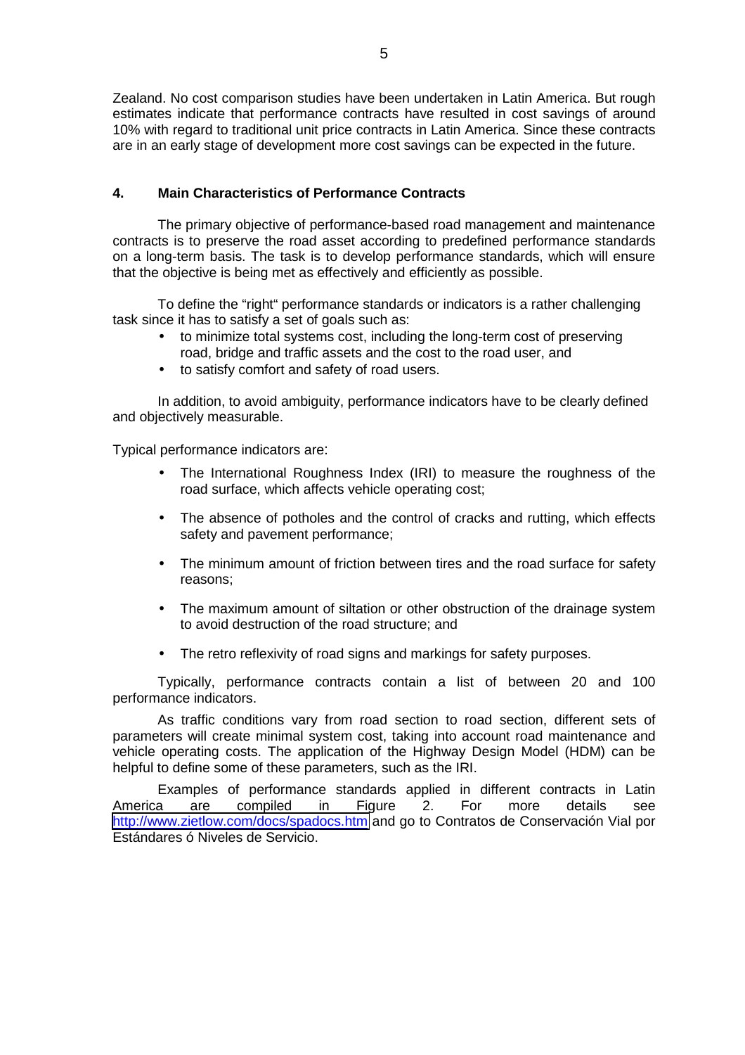Zealand. No cost comparison studies have been undertaken in Latin America. But rough estimates indicate that performance contracts have resulted in cost savings of around 10% with regard to traditional unit price contracts in Latin America. Since these contracts are in an early stage of development more cost savings can be expected in the future.

## 4. Main Characteristics of Performance Contracts

The primary objective of performance-based road management and maintenance contracts is to preserve the road asset according to predefined performance standards on a long-term basis. The task is to develop performance standards, which will ensure that the objective is being met as effectively and efficiently as possible.

To define the "right" performance standards or indicators is a rather challenging task since it has to satisfy a set of goals such as:

- to minimize total systems cost, including the long-term cost of preserving road, bridge and traffic assets and the cost to the road user, and
- to satisfy comfort and safety of road users.

In addition, to avoid ambiguity, performance indicators have to be clearly defined and objectively measurable.

Typical performance indicators are:

- The International Roughness Index (IRI) to measure the roughness of the road surface, which affects vehicle operating cost;
- The absence of potholes and the control of cracks and rutting, which effects safety and pavement performance;
- The minimum amount of friction between tires and the road surface for safety reasons;
- The maximum amount of siltation or other obstruction of the drainage system to avoid destruction of the road structure; and
- The retro reflexivity of road signs and markings for safety purposes.

Typically, performance contracts contain a list of between 20 and 100 performance indicators.

As traffic conditions vary from road section to road section, different sets of parameters will create minimal system cost, taking into account road maintenance and vehicle operating costs. The application of the Highway Design Model (HDM) can be helpful to define some of these parameters, such as the IRI.

Examples of performance standards applied in different contracts in Latin America are compiled in Figure 2. For more details see http://www.zietlow.com/docs/spadocs.htm and go to Contratos de Conservación Vial por Estándares ó Niveles de Servicio.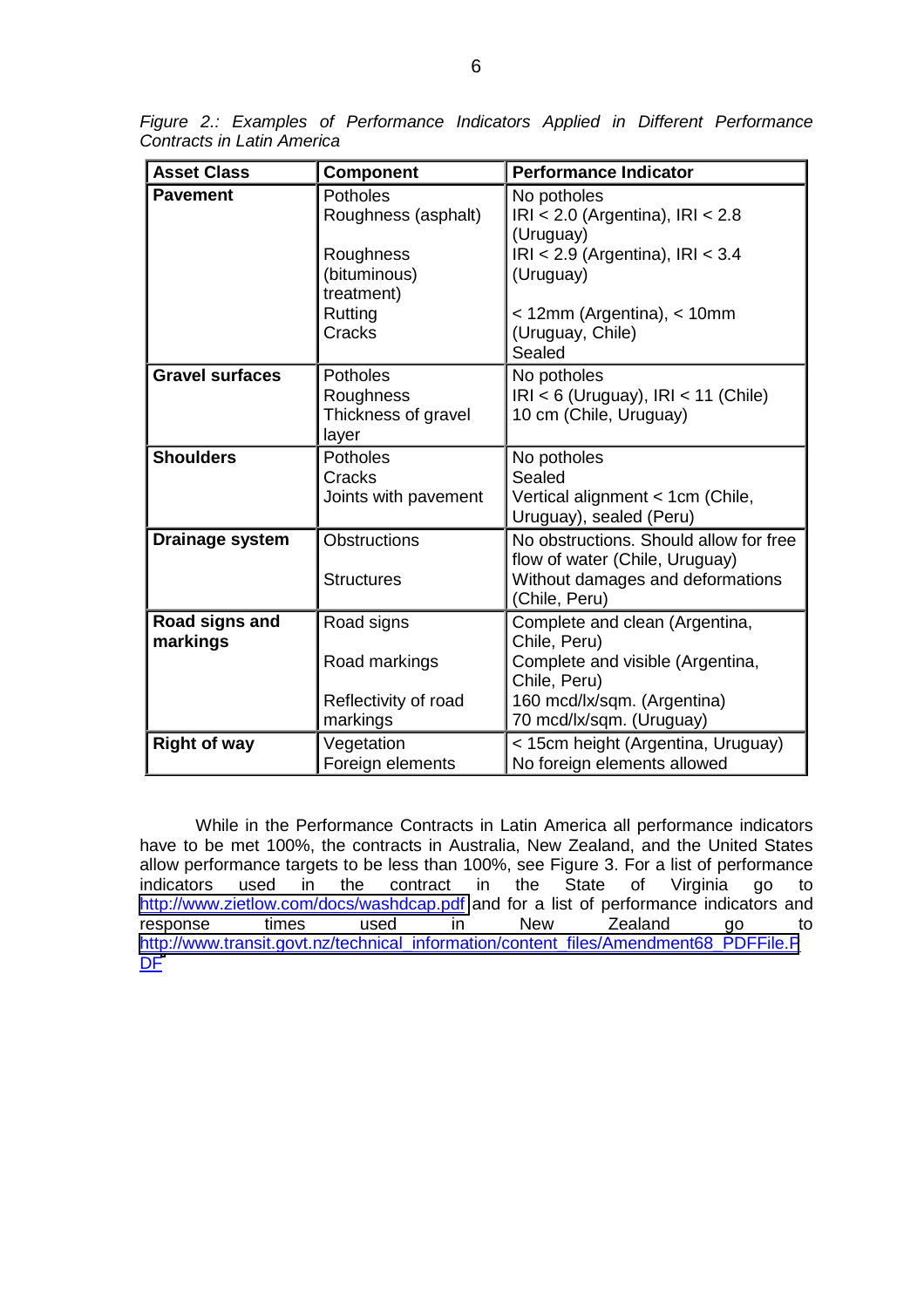*Figure 2.: Examples of Performance Indicators Applied in Different Performance Contracts in Latin America*

| Asset Class | Component | Performance Indicator |
|---|---|---|
| **Pavement** | Potholes<br>Roughness (asphalt)<br><br>Roughness (bituminous) treatment)<br>Rutting<br>Cracks | No potholes<br>IRI < 2.0 (Argentina), IRI < 2.8 (Uruguay)<br>IRI < 2.9 (Argentina), IRI < 3.4 (Uruguay)<br><br>< 12mm (Argentina), < 10mm (Uruguay, Chile)<br>Sealed |
| **Gravel surfaces** | Potholes<br>Roughness<br>Thickness of gravel layer | No potholes<br>IRI < 6 (Uruguay), IRI < 11 (Chile)<br>10 cm (Chile, Uruguay) |
| **Shoulders** | Potholes<br>Cracks<br>Joints with pavement | No potholes<br>Sealed<br>Vertical alignment < 1cm (Chile, Uruguay), sealed (Peru) |
| **Drainage system** | Obstructions<br><br>Structures | No obstructions. Should allow for free flow of water (Chile, Uruguay)<br>Without damages and deformations (Chile, Peru) |
| **Road signs and markings** | Road signs<br><br>Road markings<br><br>Reflectivity of road markings | Complete and clean (Argentina, Chile, Peru)<br>Complete and visible (Argentina, Chile, Peru)<br>160 mcd/lx/sqm. (Argentina)<br>70 mcd/lx/sqm. (Uruguay) |
| **Right of way** | Vegetation<br>Foreign elements | < 15cm height (Argentina, Uruguay)<br>No foreign elements allowed |

While in the Performance Contracts in Latin America all performance indicators have to be met 100%, the contracts in Australia, New Zealand, and the United States allow performance targets to be less than 100%, see Figure 3. For a list of performance indicators used in the contract in the State of Virginia go to http://www.zietlow.com/docs/washdcap.pdf and for a list of performance indicators and response times used in New Zealand go to http://www.transit.govt.nz/technical_information/content_files/Amendment68_PDFFile.PDF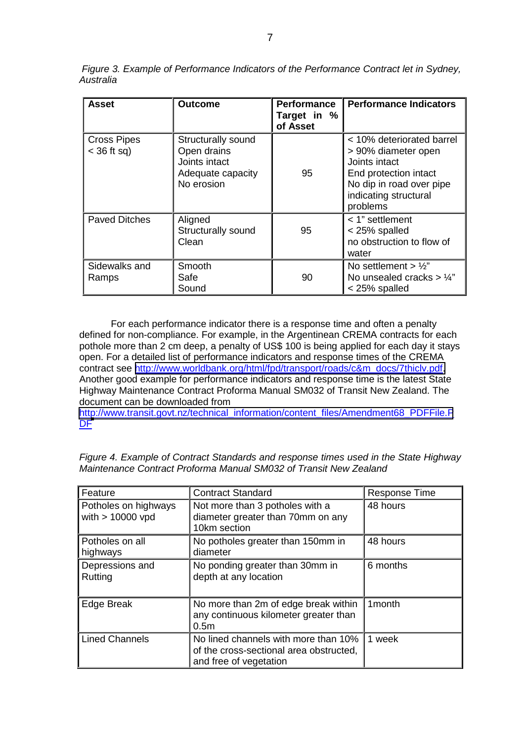*Figure 3. Example of Performance Indicators of the Performance Contract let in Sydney, Australia*

| **Asset** | **Outcome** | **Performance Target in % of Asset** | **Performance Indicators** |
|---|---|---|---|
| Cross Pipes < 36 ft sq) | Structurally sound<br>Open drains<br>Joints intact<br>Adequate capacity<br>No erosion | 95 | < 10% deteriorated barrel<br>> 90% diameter open<br>Joints intact<br>End protection intact<br>No dip in road over pipe indicating structural problems |
| Paved Ditches | Aligned<br>Structurally sound<br>Clean | 95 | < 1" settlement<br>< 25% spalled<br>no obstruction to flow of water |
| Sidewalks and Ramps | Smooth<br>Safe<br>Sound | 90 | No settlement > ½"<br>No unsealed cracks > ¼"<br>< 25% spalled |

For each performance indicator there is a response time and often a penalty defined for non-compliance. For example, in the Argentinean CREMA contracts for each pothole more than 2 cm deep, a penalty of US$ 100 is being applied for each day it stays open. For a detailed list of performance indicators and response times of the CREMA contract see http://www.worldbank.org/html/fpd/transport/roads/c&m_docs/7thiclv.pdf. Another good example for performance indicators and response time is the latest State Highway Maintenance Contract Proforma Manual SM032 of Transit New Zealand. The document can be downloaded from http://www.transit.govt.nz/technical_information/content_files/Amendment68_PDFFile.PDF

*Figure 4. Example of Contract Standards and response times used in the State Highway Maintenance Contract Proforma Manual SM032 of Transit New Zealand*

| Feature | Contract Standard | Response Time |
|---|---|---|
| Potholes on highways with > 10000 vpd | Not more than 3 potholes with a diameter greater than 70mm on any 10km section | 48 hours |
| Potholes on all highways | No potholes greater than 150mm in diameter | 48 hours |
| Depressions and Rutting | No ponding greater than 30mm in depth at any location | 6 months |
| Edge Break | No more than 2m of edge break within any continuous kilometer greater than 0.5m | 1month |
| Lined Channels | No lined channels with more than 10% of the cross-sectional area obstructed, and free of vegetation | 1 week |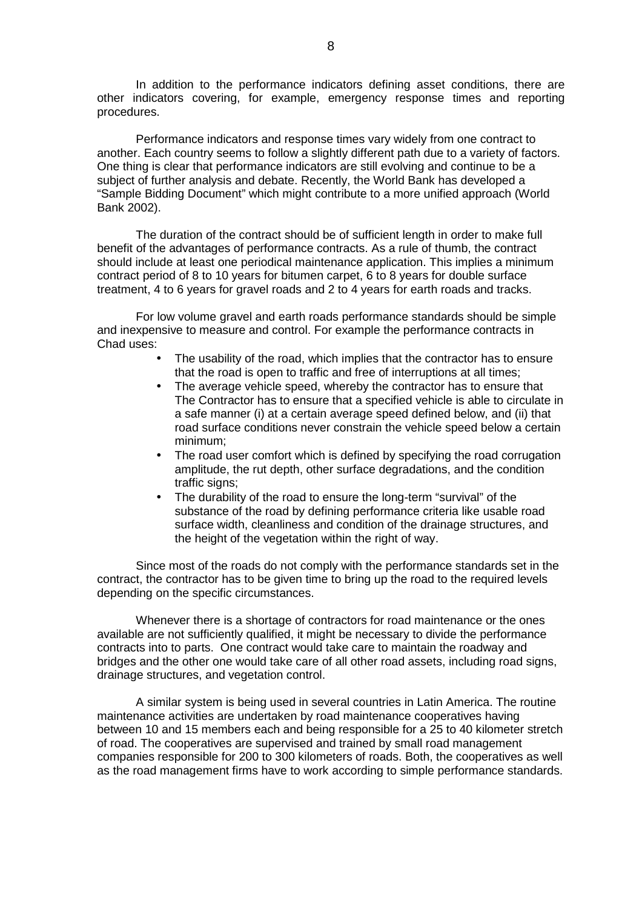In addition to the performance indicators defining asset conditions, there are other indicators covering, for example, emergency response times and reporting procedures.

Performance indicators and response times vary widely from one contract to another. Each country seems to follow a slightly different path due to a variety of factors. One thing is clear that performance indicators are still evolving and continue to be a subject of further analysis and debate. Recently, the World Bank has developed a "Sample Bidding Document" which might contribute to a more unified approach (World Bank 2002).

The duration of the contract should be of sufficient length in order to make full benefit of the advantages of performance contracts. As a rule of thumb, the contract should include at least one periodical maintenance application. This implies a minimum contract period of 8 to 10 years for bitumen carpet, 6 to 8 years for double surface treatment, 4 to 6 years for gravel roads and 2 to 4 years for earth roads and tracks.

For low volume gravel and earth roads performance standards should be simple and inexpensive to measure and control. For example the performance contracts in Chad uses:

- The usability of the road, which implies that the contractor has to ensure that the road is open to traffic and free of interruptions at all times;
- The average vehicle speed, whereby the contractor has to ensure that The Contractor has to ensure that a specified vehicle is able to circulate in a safe manner (i) at a certain average speed defined below, and (ii) that road surface conditions never constrain the vehicle speed below a certain minimum;
- The road user comfort which is defined by specifying the road corrugation amplitude, the rut depth, other surface degradations, and the condition traffic signs;
- The durability of the road to ensure the long-term "survival" of the substance of the road by defining performance criteria like usable road surface width, cleanliness and condition of the drainage structures, and the height of the vegetation within the right of way.

Since most of the roads do not comply with the performance standards set in the contract, the contractor has to be given time to bring up the road to the required levels depending on the specific circumstances.

Whenever there is a shortage of contractors for road maintenance or the ones available are not sufficiently qualified, it might be necessary to divide the performance contracts into to parts. One contract would take care to maintain the roadway and bridges and the other one would take care of all other road assets, including road signs, drainage structures, and vegetation control.

A similar system is being used in several countries in Latin America. The routine maintenance activities are undertaken by road maintenance cooperatives having between 10 and 15 members each and being responsible for a 25 to 40 kilometer stretch of road. The cooperatives are supervised and trained by small road management companies responsible for 200 to 300 kilometers of roads. Both, the cooperatives as well as the road management firms have to work according to simple performance standards.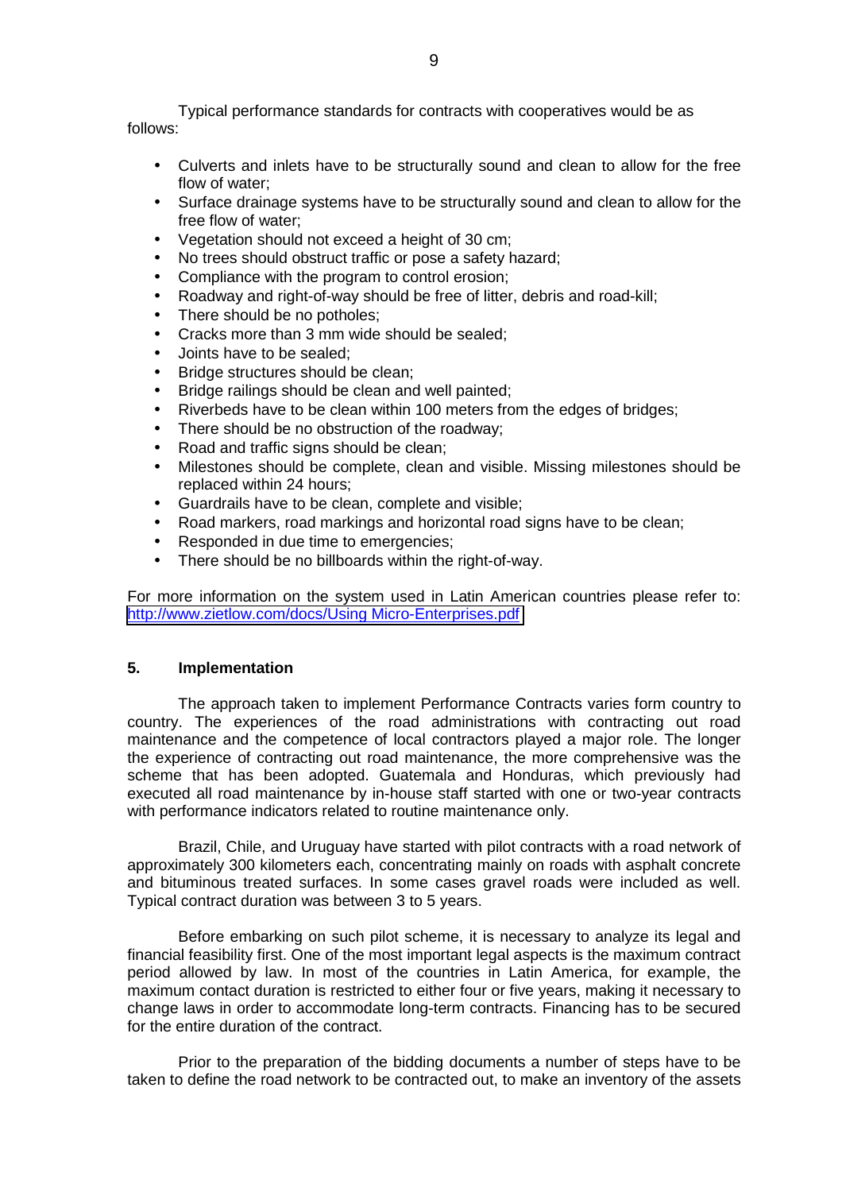Typical performance standards for contracts with cooperatives would be as follows:

- Culverts and inlets have to be structurally sound and clean to allow for the free flow of water;
- Surface drainage systems have to be structurally sound and clean to allow for the free flow of water;
- Vegetation should not exceed a height of 30 cm;
- No trees should obstruct traffic or pose a safety hazard;
- Compliance with the program to control erosion;
- Roadway and right-of-way should be free of litter, debris and road-kill;
- There should be no potholes;
- Cracks more than 3 mm wide should be sealed;
- Joints have to be sealed;
- Bridge structures should be clean;
- Bridge railings should be clean and well painted;
- Riverbeds have to be clean within 100 meters from the edges of bridges;
- There should be no obstruction of the roadway;
- Road and traffic signs should be clean;
- Milestones should be complete, clean and visible. Missing milestones should be replaced within 24 hours;
- Guardrails have to be clean, complete and visible;
- Road markers, road markings and horizontal road signs have to be clean;
- Responded in due time to emergencies;
- There should be no billboards within the right-of-way.

For more information on the system used in Latin American countries please refer to: [http://www.zietlow.com/docs/Using Micro-Enterprises.pdf](http://www.zietlow.com/docs/Using Micro-Enterprises.pdf)

## 5. Implementation

The approach taken to implement Performance Contracts varies form country to country. The experiences of the road administrations with contracting out road maintenance and the competence of local contractors played a major role. The longer the experience of contracting out road maintenance, the more comprehensive was the scheme that has been adopted. Guatemala and Honduras, which previously had executed all road maintenance by in-house staff started with one or two-year contracts with performance indicators related to routine maintenance only.

Brazil, Chile, and Uruguay have started with pilot contracts with a road network of approximately 300 kilometers each, concentrating mainly on roads with asphalt concrete and bituminous treated surfaces. In some cases gravel roads were included as well. Typical contract duration was between 3 to 5 years.

Before embarking on such pilot scheme, it is necessary to analyze its legal and financial feasibility first. One of the most important legal aspects is the maximum contract period allowed by law. In most of the countries in Latin America, for example, the maximum contact duration is restricted to either four or five years, making it necessary to change laws in order to accommodate long-term contracts. Financing has to be secured for the entire duration of the contract.

Prior to the preparation of the bidding documents a number of steps have to be taken to define the road network to be contracted out, to make an inventory of the assets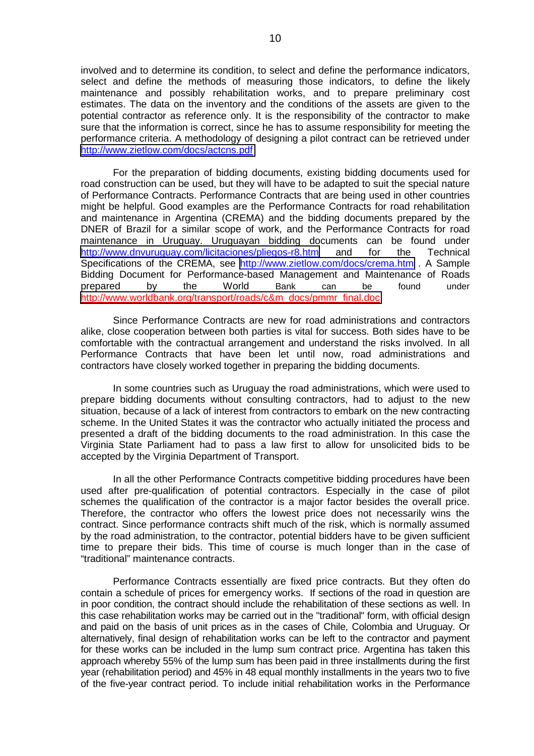involved and to determine its condition, to select and define the performance indicators, select and define the methods of measuring those indicators, to define the likely maintenance and possibly rehabilitation works, and to prepare preliminary cost estimates. The data on the inventory and the conditions of the assets are given to the potential contractor as reference only. It is the responsibility of the contractor to make sure that the information is correct, since he has to assume responsibility for meeting the performance criteria. A methodology of designing a pilot contract can be retrieved under http://www.zietlow.com/docs/actcns.pdf

For the preparation of bidding documents, existing bidding documents used for road construction can be used, but they will have to be adapted to suit the special nature of Performance Contracts. Performance Contracts that are being used in other countries might be helpful. Good examples are the Performance Contracts for road rehabilitation and maintenance in Argentina (CREMA) and the bidding documents prepared by the DNER of Brazil for a similar scope of work, and the Performance Contracts for road maintenance in Uruguay. Uruguayan bidding documents can be found under http://www.dnvuruguay.com/licitaciones/pliegos-r8.htm and for the Technical Specifications of the CREMA, see http://www.zietlow.com/docs/crema.htm . A Sample Bidding Document for Performance-based Management and Maintenance of Roads prepared by the World Bank can be found under http://www.worldbank.org/transport/roads/c&m_docs/pmmr_final.doc

Since Performance Contracts are new for road administrations and contractors alike, close cooperation between both parties is vital for success. Both sides have to be comfortable with the contractual arrangement and understand the risks involved. In all Performance Contracts that have been let until now, road administrations and contractors have closely worked together in preparing the bidding documents.

In some countries such as Uruguay the road administrations, which were used to prepare bidding documents without consulting contractors, had to adjust to the new situation, because of a lack of interest from contractors to embark on the new contracting scheme. In the United States it was the contractor who actually initiated the process and presented a draft of the bidding documents to the road administration. In this case the Virginia State Parliament had to pass a law first to allow for unsolicited bids to be accepted by the Virginia Department of Transport.

In all the other Performance Contracts competitive bidding procedures have been used after pre-qualification of potential contractors. Especially in the case of pilot schemes the qualification of the contractor is a major factor besides the overall price. Therefore, the contractor who offers the lowest price does not necessarily wins the contract. Since performance contracts shift much of the risk, which is normally assumed by the road administration, to the contractor, potential bidders have to be given sufficient time to prepare their bids. This time of course is much longer than in the case of "traditional" maintenance contracts.

Performance Contracts essentially are fixed price contracts. But they often do contain a schedule of prices for emergency works. If sections of the road in question are in poor condition, the contract should include the rehabilitation of these sections as well. In this case rehabilitation works may be carried out in the "traditional" form, with official design and paid on the basis of unit prices as in the cases of Chile, Colombia and Uruguay. Or alternatively, final design of rehabilitation works can be left to the contractor and payment for these works can be included in the lump sum contract price. Argentina has taken this approach whereby 55% of the lump sum has been paid in three installments during the first year (rehabilitation period) and 45% in 48 equal monthly installments in the years two to five of the five-year contract period. To include initial rehabilitation works in the Performance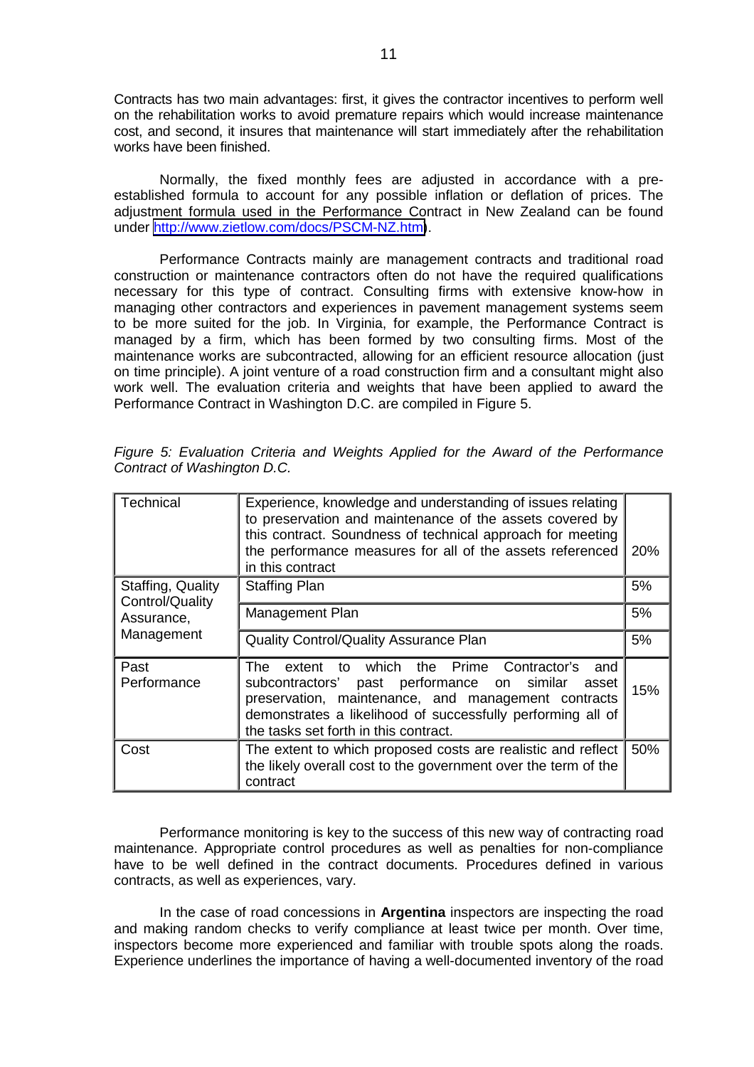Contracts has two main advantages: first, it gives the contractor incentives to perform well on the rehabilitation works to avoid premature repairs which would increase maintenance cost, and second, it insures that maintenance will start immediately after the rehabilitation works have been finished.

Normally, the fixed monthly fees are adjusted in accordance with a pre-established formula to account for any possible inflation or deflation of prices. The adjustment formula used in the Performance Contract in New Zealand can be found under http://www.zietlow.com/docs/PSCM-NZ.htm).

Performance Contracts mainly are management contracts and traditional road construction or maintenance contractors often do not have the required qualifications necessary for this type of contract. Consulting firms with extensive know-how in managing other contractors and experiences in pavement management systems seem to be more suited for the job. In Virginia, for example, the Performance Contract is managed by a firm, which has been formed by two consulting firms. Most of the maintenance works are subcontracted, allowing for an efficient resource allocation (just on time principle). A joint venture of a road construction firm and a consultant might also work well. The evaluation criteria and weights that have been applied to award the Performance Contract in Washington D.C. are compiled in Figure 5.

*Figure 5: Evaluation Criteria and Weights Applied for the Award of the Performance Contract of Washington D.C.*

| | | |
|---|---|---|
| Technical | Experience, knowledge and understanding of issues relating to preservation and maintenance of the assets covered by this contract. Soundness of technical approach for meeting the performance measures for all of the assets referenced in this contract | 20% |
| Staffing, Quality Control/Quality Assurance, Management | Staffing Plan | 5% |
| | Management Plan | 5% |
| | Quality Control/Quality Assurance Plan | 5% |
| Past Performance | The extent to which the Prime Contractor's and subcontractors' past performance on similar asset preservation, maintenance, and management contracts demonstrates a likelihood of successfully performing all of the tasks set forth in this contract. | 15% |
| Cost | The extent to which proposed costs are realistic and reflect the likely overall cost to the government over the term of the contract | 50% |

Performance monitoring is key to the success of this new way of contracting road maintenance. Appropriate control procedures as well as penalties for non-compliance have to be well defined in the contract documents. Procedures defined in various contracts, as well as experiences, vary.

In the case of road concessions in **Argentina** inspectors are inspecting the road and making random checks to verify compliance at least twice per month. Over time, inspectors become more experienced and familiar with trouble spots along the roads. Experience underlines the importance of having a well-documented inventory of the road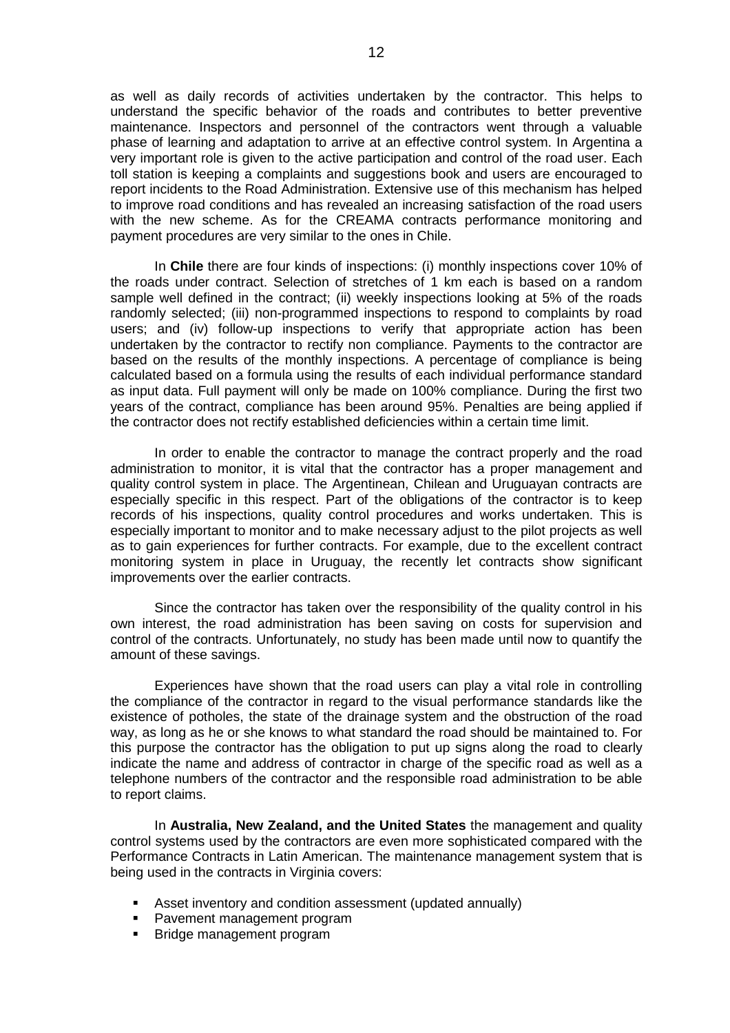as well as daily records of activities undertaken by the contractor. This helps to understand the specific behavior of the roads and contributes to better preventive maintenance. Inspectors and personnel of the contractors went through a valuable phase of learning and adaptation to arrive at an effective control system. In Argentina a very important role is given to the active participation and control of the road user. Each toll station is keeping a complaints and suggestions book and users are encouraged to report incidents to the Road Administration. Extensive use of this mechanism has helped to improve road conditions and has revealed an increasing satisfaction of the road users with the new scheme. As for the CREAMA contracts performance monitoring and payment procedures are very similar to the ones in Chile.

In **Chile** there are four kinds of inspections: (i) monthly inspections cover 10% of the roads under contract. Selection of stretches of 1 km each is based on a random sample well defined in the contract; (ii) weekly inspections looking at 5% of the roads randomly selected; (iii) non-programmed inspections to respond to complaints by road users; and (iv) follow-up inspections to verify that appropriate action has been undertaken by the contractor to rectify non compliance. Payments to the contractor are based on the results of the monthly inspections. A percentage of compliance is being calculated based on a formula using the results of each individual performance standard as input data. Full payment will only be made on 100% compliance. During the first two years of the contract, compliance has been around 95%. Penalties are being applied if the contractor does not rectify established deficiencies within a certain time limit.

In order to enable the contractor to manage the contract properly and the road administration to monitor, it is vital that the contractor has a proper management and quality control system in place. The Argentinean, Chilean and Uruguayan contracts are especially specific in this respect. Part of the obligations of the contractor is to keep records of his inspections, quality control procedures and works undertaken. This is especially important to monitor and to make necessary adjust to the pilot projects as well as to gain experiences for further contracts. For example, due to the excellent contract monitoring system in place in Uruguay, the recently let contracts show significant improvements over the earlier contracts.

Since the contractor has taken over the responsibility of the quality control in his own interest, the road administration has been saving on costs for supervision and control of the contracts. Unfortunately, no study has been made until now to quantify the amount of these savings.

Experiences have shown that the road users can play a vital role in controlling the compliance of the contractor in regard to the visual performance standards like the existence of potholes, the state of the drainage system and the obstruction of the road way, as long as he or she knows to what standard the road should be maintained to. For this purpose the contractor has the obligation to put up signs along the road to clearly indicate the name and address of contractor in charge of the specific road as well as a telephone numbers of the contractor and the responsible road administration to be able to report claims.

In **Australia, New Zealand, and the United States** the management and quality control systems used by the contractors are even more sophisticated compared with the Performance Contracts in Latin American. The maintenance management system that is being used in the contracts in Virginia covers:

- Asset inventory and condition assessment (updated annually)
- Pavement management program
- Bridge management program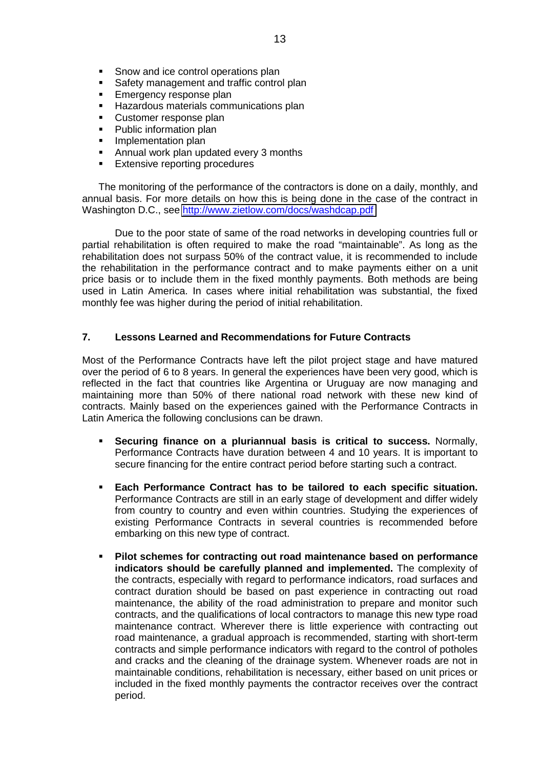- Snow and ice control operations plan
- Safety management and traffic control plan
- Emergency response plan
- Hazardous materials communications plan
- Customer response plan
- Public information plan
- Implementation plan
- Annual work plan updated every 3 months
- Extensive reporting procedures

The monitoring of the performance of the contractors is done on a daily, monthly, and annual basis. For more details on how this is being done in the case of the contract in Washington D.C., see http://www.zietlow.com/docs/washdcap.pdf

Due to the poor state of same of the road networks in developing countries full or partial rehabilitation is often required to make the road "maintainable". As long as the rehabilitation does not surpass 50% of the contract value, it is recommended to include the rehabilitation in the performance contract and to make payments either on a unit price basis or to include them in the fixed monthly payments. Both methods are being used in Latin America. In cases where initial rehabilitation was substantial, the fixed monthly fee was higher during the period of initial rehabilitation.

## 7. Lessons Learned and Recommendations for Future Contracts

Most of the Performance Contracts have left the pilot project stage and have matured over the period of 6 to 8 years. In general the experiences have been very good, which is reflected in the fact that countries like Argentina or Uruguay are now managing and maintaining more than 50% of there national road network with these new kind of contracts. Mainly based on the experiences gained with the Performance Contracts in Latin America the following conclusions can be drawn.

- **Securing finance on a pluriannual basis is critical to success.** Normally, Performance Contracts have duration between 4 and 10 years. It is important to secure financing for the entire contract period before starting such a contract.

- **Each Performance Contract has to be tailored to each specific situation.** Performance Contracts are still in an early stage of development and differ widely from country to country and even within countries. Studying the experiences of existing Performance Contracts in several countries is recommended before embarking on this new type of contract.

- **Pilot schemes for contracting out road maintenance based on performance indicators should be carefully planned and implemented.** The complexity of the contracts, especially with regard to performance indicators, road surfaces and contract duration should be based on past experience in contracting out road maintenance, the ability of the road administration to prepare and monitor such contracts, and the qualifications of local contractors to manage this new type road maintenance contract. Wherever there is little experience with contracting out road maintenance, a gradual approach is recommended, starting with short-term contracts and simple performance indicators with regard to the control of potholes and cracks and the cleaning of the drainage system. Whenever roads are not in maintainable conditions, rehabilitation is necessary, either based on unit prices or included in the fixed monthly payments the contractor receives over the contract period.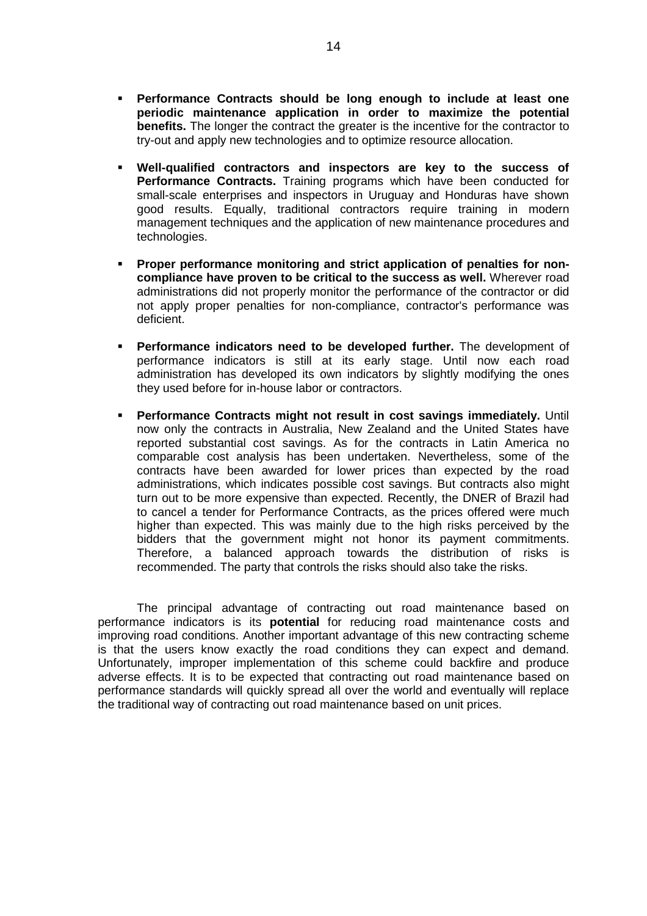- **Performance Contracts should be long enough to include at least one periodic maintenance application in order to maximize the potential benefits.** The longer the contract the greater is the incentive for the contractor to try-out and apply new technologies and to optimize resource allocation.

- **Well-qualified contractors and inspectors are key to the success of Performance Contracts.** Training programs which have been conducted for small-scale enterprises and inspectors in Uruguay and Honduras have shown good results. Equally, traditional contractors require training in modern management techniques and the application of new maintenance procedures and technologies.

- **Proper performance monitoring and strict application of penalties for non-compliance have proven to be critical to the success as well.** Wherever road administrations did not properly monitor the performance of the contractor or did not apply proper penalties for non-compliance, contractor's performance was deficient.

- **Performance indicators need to be developed further.** The development of performance indicators is still at its early stage. Until now each road administration has developed its own indicators by slightly modifying the ones they used before for in-house labor or contractors.

- **Performance Contracts might not result in cost savings immediately.** Until now only the contracts in Australia, New Zealand and the United States have reported substantial cost savings. As for the contracts in Latin America no comparable cost analysis has been undertaken. Nevertheless, some of the contracts have been awarded for lower prices than expected by the road administrations, which indicates possible cost savings. But contracts also might turn out to be more expensive than expected. Recently, the DNER of Brazil had to cancel a tender for Performance Contracts, as the prices offered were much higher than expected. This was mainly due to the high risks perceived by the bidders that the government might not honor its payment commitments. Therefore, a balanced approach towards the distribution of risks is recommended. The party that controls the risks should also take the risks.

The principal advantage of contracting out road maintenance based on performance indicators is its **potential** for reducing road maintenance costs and improving road conditions. Another important advantage of this new contracting scheme is that the users know exactly the road conditions they can expect and demand. Unfortunately, improper implementation of this scheme could backfire and produce adverse effects. It is to be expected that contracting out road maintenance based on performance standards will quickly spread all over the world and eventually will replace the traditional way of contracting out road maintenance based on unit prices.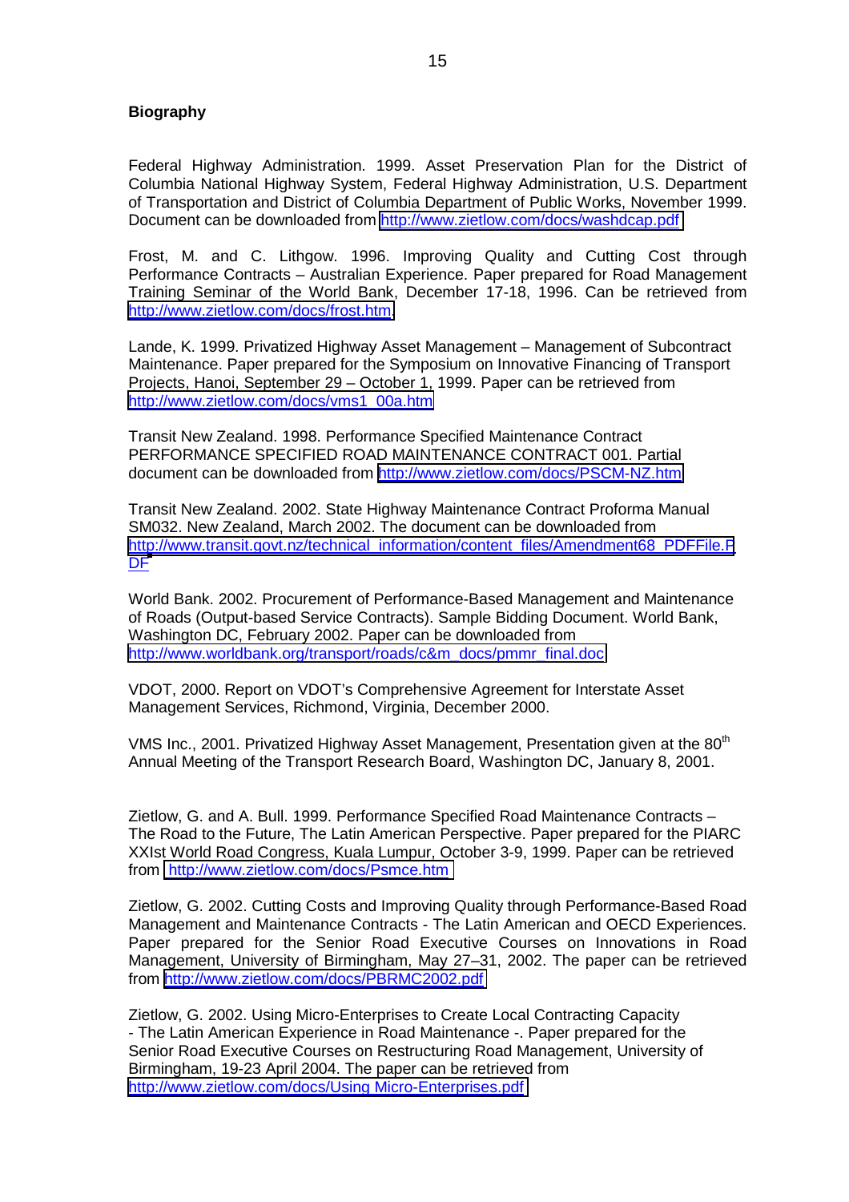## Biography

Federal Highway Administration. 1999. Asset Preservation Plan for the District of Columbia National Highway System, Federal Highway Administration, U.S. Department of Transportation and District of Columbia Department of Public Works, November 1999. Document can be downloaded from http://www.zietlow.com/docs/washdcap.pdf

Frost, M. and C. Lithgow. 1996. Improving Quality and Cutting Cost through Performance Contracts – Australian Experience. Paper prepared for Road Management Training Seminar of the World Bank, December 17-18, 1996. Can be retrieved from http://www.zietlow.com/docs/frost.htm

Lande, K. 1999. Privatized Highway Asset Management – Management of Subcontract Maintenance. Paper prepared for the Symposium on Innovative Financing of Transport Projects, Hanoi, September 29 – October 1, 1999. Paper can be retrieved from http://www.zietlow.com/docs/vms1_00a.htm

Transit New Zealand. 1998. Performance Specified Maintenance Contract PERFORMANCE SPECIFIED ROAD MAINTENANCE CONTRACT 001. Partial document can be downloaded from http://www.zietlow.com/docs/PSCM-NZ.htm

Transit New Zealand. 2002. State Highway Maintenance Contract Proforma Manual SM032. New Zealand, March 2002. The document can be downloaded from http://www.transit.govt.nz/technical_information/content_files/Amendment68_PDFFile.PDF

World Bank. 2002. Procurement of Performance-Based Management and Maintenance of Roads (Output-based Service Contracts). Sample Bidding Document. World Bank, Washington DC, February 2002. Paper can be downloaded from http://www.worldbank.org/transport/roads/c&m_docs/pmmr_final.doc

VDOT, 2000. Report on VDOT's Comprehensive Agreement for Interstate Asset Management Services, Richmond, Virginia, December 2000.

VMS Inc., 2001. Privatized Highway Asset Management, Presentation given at the 80th Annual Meeting of the Transport Research Board, Washington DC, January 8, 2001.

Zietlow, G. and A. Bull. 1999. Performance Specified Road Maintenance Contracts – The Road to the Future, The Latin American Perspective. Paper prepared for the PIARC XXIst World Road Congress, Kuala Lumpur, October 3-9, 1999. Paper can be retrieved from http://www.zietlow.com/docs/Psmce.htm

Zietlow, G. 2002. Cutting Costs and Improving Quality through Performance-Based Road Management and Maintenance Contracts - The Latin American and OECD Experiences. Paper prepared for the Senior Road Executive Courses on Innovations in Road Management, University of Birmingham, May 27–31, 2002. The paper can be retrieved from http://www.zietlow.com/docs/PBRMC2002.pdf

Zietlow, G. 2002. Using Micro-Enterprises to Create Local Contracting Capacity - The Latin American Experience in Road Maintenance -. Paper prepared for the Senior Road Executive Courses on Restructuring Road Management, University of Birmingham, 19-23 April 2004. The paper can be retrieved from http://www.zietlow.com/docs/Using Micro-Enterprises.pdf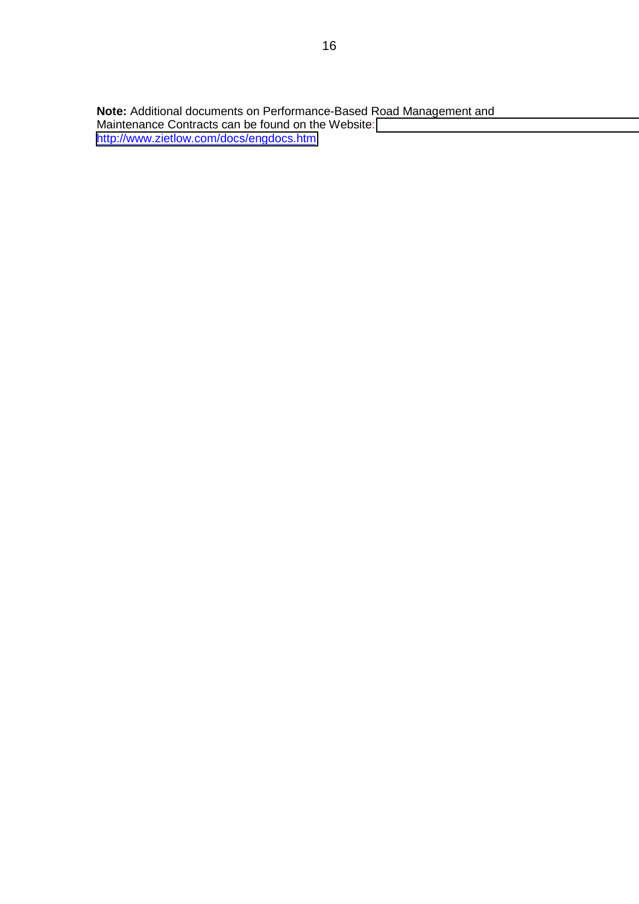**Note:** Additional documents on Performance-Based Road Management and Maintenance Contracts can be found on the Website: http://www.zietlow.com/docs/engdocs.htm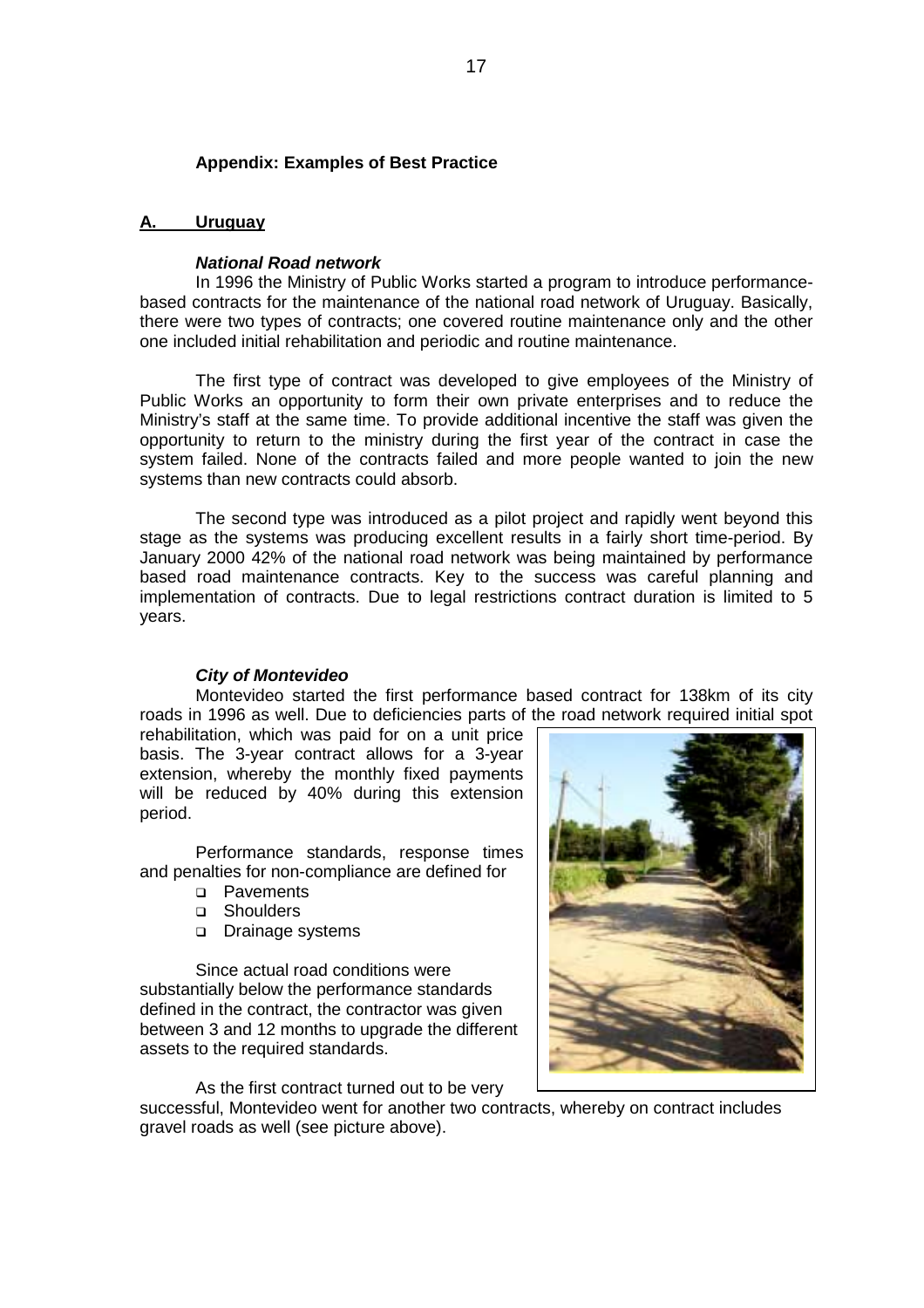## Appendix: Examples of Best Practice

### A. Uruguay

#### *National Road network*

In 1996 the Ministry of Public Works started a program to introduce performance-based contracts for the maintenance of the national road network of Uruguay. Basically, there were two types of contracts; one covered routine maintenance only and the other one included initial rehabilitation and periodic and routine maintenance.

The first type of contract was developed to give employees of the Ministry of Public Works an opportunity to form their own private enterprises and to reduce the Ministry's staff at the same time. To provide additional incentive the staff was given the opportunity to return to the ministry during the first year of the contract in case the system failed. None of the contracts failed and more people wanted to join the new systems than new contracts could absorb.

The second type was introduced as a pilot project and rapidly went beyond this stage as the systems was producing excellent results in a fairly short time-period. By January 2000 42% of the national road network was being maintained by performance based road maintenance contracts. Key to the success was careful planning and implementation of contracts. Due to legal restrictions contract duration is limited to 5 years.

#### *City of Montevideo*

Montevideo started the first performance based contract for 138km of its city roads in 1996 as well. Due to deficiencies parts of the road network required initial spot rehabilitation, which was paid for on a unit price basis. The 3-year contract allows for a 3-year extension, whereby the monthly fixed payments will be reduced by 40% during this extension period.

Performance standards, response times and penalties for non-compliance are defined for

- Pavements
- Shoulders
- Drainage systems

Since actual road conditions were substantially below the performance standards defined in the contract, the contractor was given between 3 and 12 months to upgrade the different assets to the required standards.

As the first contract turned out to be very successful, Montevideo went for another two contracts, whereby on contract includes gravel roads as well (see picture above).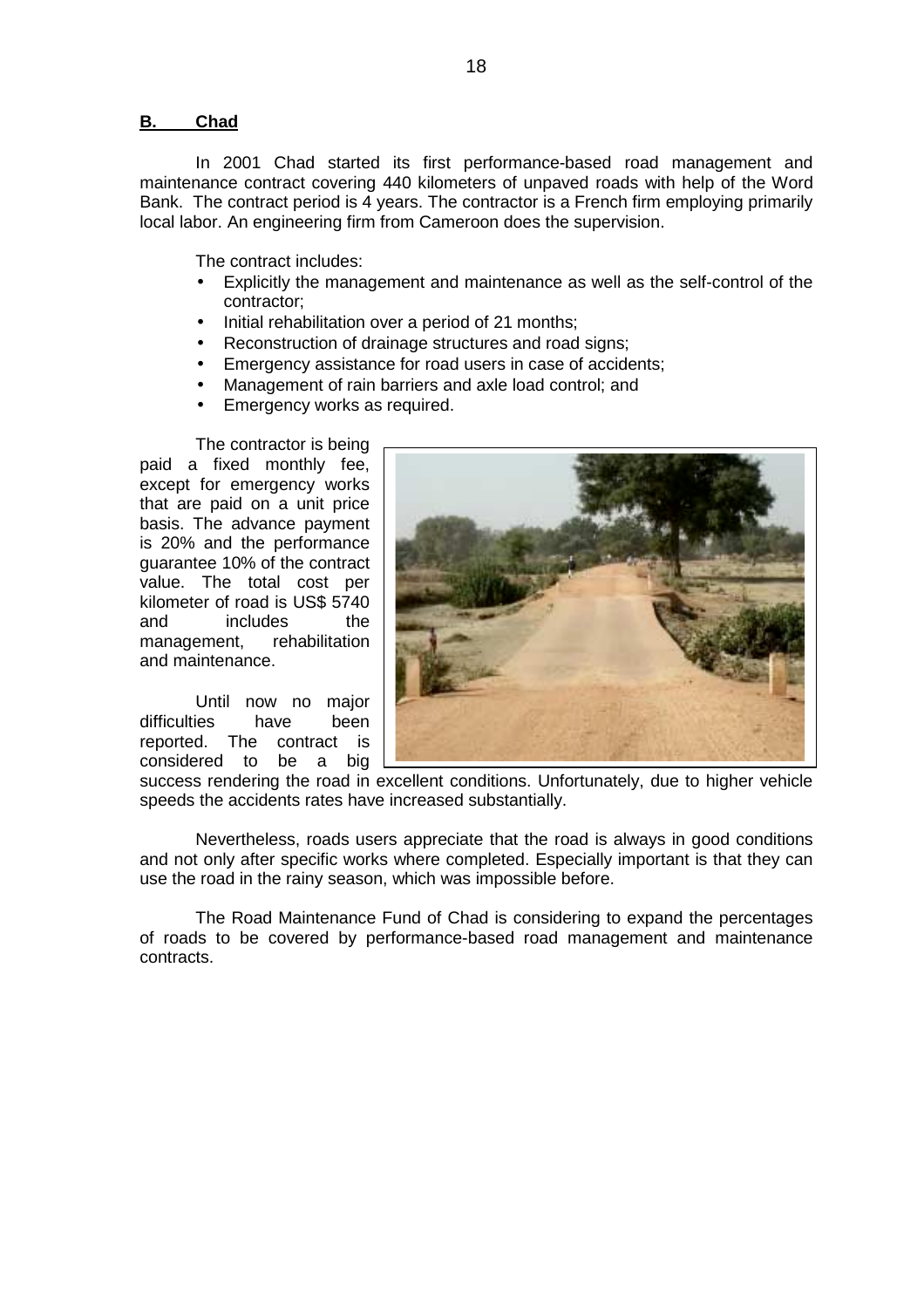## B. Chad

In 2001 Chad started its first performance-based road management and maintenance contract covering 440 kilometers of unpaved roads with help of the Word Bank. The contract period is 4 years. The contractor is a French firm employing primarily local labor. An engineering firm from Cameroon does the supervision.

The contract includes:

- Explicitly the management and maintenance as well as the self-control of the contractor;
- Initial rehabilitation over a period of 21 months;
- Reconstruction of drainage structures and road signs;
- Emergency assistance for road users in case of accidents;
- Management of rain barriers and axle load control; and
- Emergency works as required.

The contractor is being paid a fixed monthly fee, except for emergency works that are paid on a unit price basis. The advance payment is 20% and the performance guarantee 10% of the contract value. The total cost per kilometer of road is US$ 5740 and includes the management, rehabilitation and maintenance.

Until now no major difficulties have been reported. The contract is considered to be a big success rendering the road in excellent conditions. Unfortunately, due to higher vehicle speeds the accidents rates have increased substantially.

Nevertheless, roads users appreciate that the road is always in good conditions and not only after specific works where completed. Especially important is that they can use the road in the rainy season, which was impossible before.

The Road Maintenance Fund of Chad is considering to expand the percentages of roads to be covered by performance-based road management and maintenance contracts.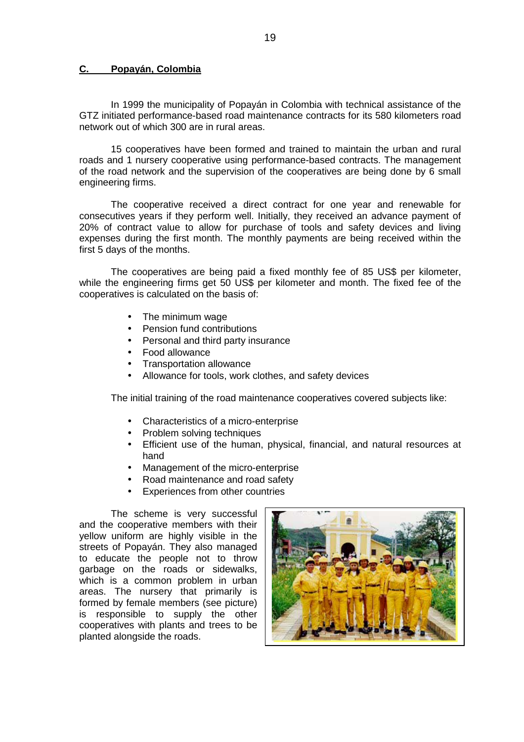## C. Popayán, Colombia

In 1999 the municipality of Popayán in Colombia with technical assistance of the GTZ initiated performance-based road maintenance contracts for its 580 kilometers road network out of which 300 are in rural areas.

15 cooperatives have been formed and trained to maintain the urban and rural roads and 1 nursery cooperative using performance-based contracts. The management of the road network and the supervision of the cooperatives are being done by 6 small engineering firms.

The cooperative received a direct contract for one year and renewable for consecutives years if they perform well. Initially, they received an advance payment of 20% of contract value to allow for purchase of tools and safety devices and living expenses during the first month. The monthly payments are being received within the first 5 days of the months.

The cooperatives are being paid a fixed monthly fee of 85 US$ per kilometer, while the engineering firms get 50 US$ per kilometer and month. The fixed fee of the cooperatives is calculated on the basis of:

- The minimum wage
- Pension fund contributions
- Personal and third party insurance
- Food allowance
- Transportation allowance
- Allowance for tools, work clothes, and safety devices

The initial training of the road maintenance cooperatives covered subjects like:

- Characteristics of a micro-enterprise
- Problem solving techniques
- Efficient use of the human, physical, financial, and natural resources at hand
- Management of the micro-enterprise
- Road maintenance and road safety
- Experiences from other countries

The scheme is very successful and the cooperative members with their yellow uniform are highly visible in the streets of Popayán. They also managed to educate the people not to throw garbage on the roads or sidewalks, which is a common problem in urban areas. The nursery that primarily is formed by female members (see picture) is responsible to supply the other cooperatives with plants and trees to be planted alongside the roads.